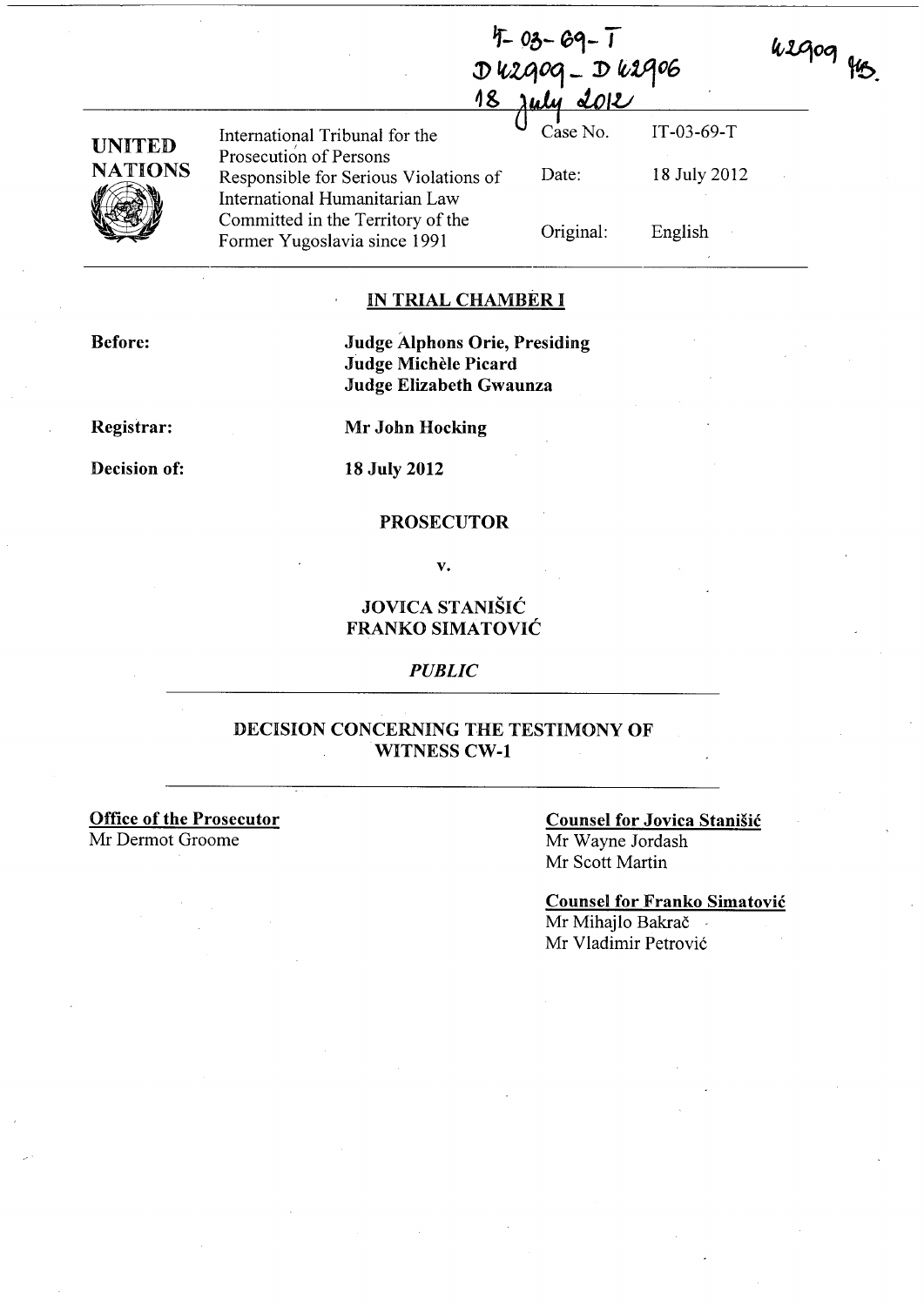IT-03-69-T
D42909 - D42906
18 July 2012

42909 MB.

UNITED NATIONS

International Tribunal for the Prosecution of Persons Responsible for Serious Violations of International Humanitarian Law Committed in the Territory of the Former Yugoslavia since 1991

| | |
|---|---|
| Case No. | IT-03-69-T |
| Date: | 18 July 2012 |
| Original: | English |

## IN TRIAL CHAMBER I

**Before:**

**Judge Alphons Orie, Presiding**
**Judge Michèle Picard**
**Judge Elizabeth Gwaunza**

**Registrar:** **Mr John Hocking**

**Decision of:** **18 July 2012**

**PROSECUTOR**

**v.**

**JOVICA STANIŠIĆ**
**FRANKO SIMATOVIĆ**

*PUBLIC*

## DECISION CONCERNING THE TESTIMONY OF WITNESS CW-1

**Office of the Prosecutor**
Mr Dermot Groome

**Counsel for Jovica Stanišić**
Mr Wayne Jordash
Mr Scott Martin

**Counsel for Franko Simatović**
Mr Mihajlo Bakrač
Mr Vladimir Petrović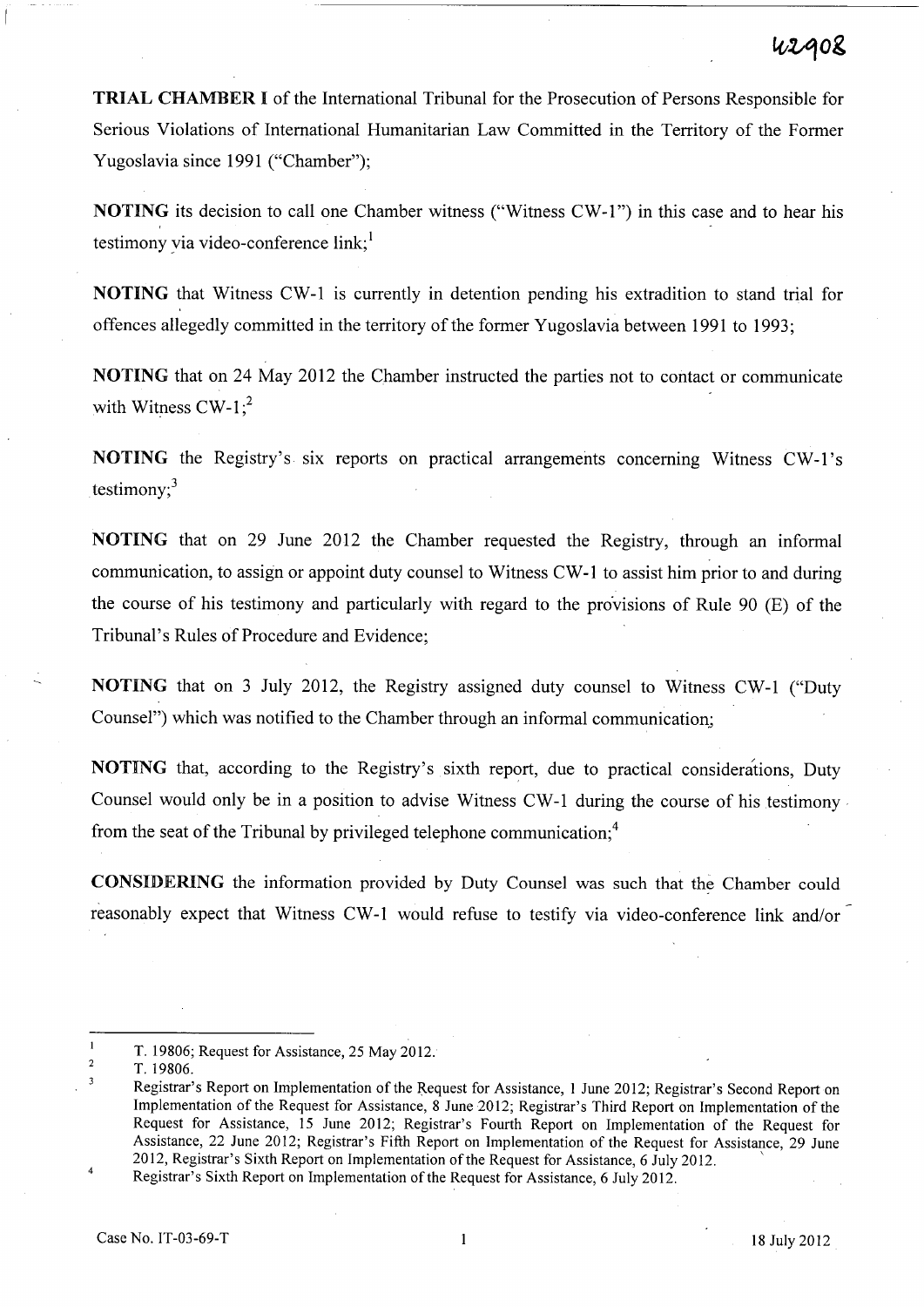**TRIAL CHAMBER I** of the International Tribunal for the Prosecution of Persons Responsible for Serious Violations of International Humanitarian Law Committed in the Territory of the Former Yugoslavia since 1991 ("Chamber");

**NOTING** its decision to call one Chamber witness ("Witness CW-1") in this case and to hear his testimony via video-conference link;[1]

**NOTING** that Witness CW-1 is currently in detention pending his extradition to stand trial for offences allegedly committed in the territory of the former Yugoslavia between 1991 to 1993;

**NOTING** that on 24 May 2012 the Chamber instructed the parties not to contact or communicate with Witness CW-1;[2]

**NOTING** the Registry's six reports on practical arrangements concerning Witness CW-1's testimony;[3]

**NOTING** that on 29 June 2012 the Chamber requested the Registry, through an informal communication, to assign or appoint duty counsel to Witness CW-1 to assist him prior to and during the course of his testimony and particularly with regard to the provisions of Rule 90 (E) of the Tribunal's Rules of Procedure and Evidence;

**NOTING** that on 3 July 2012, the Registry assigned duty counsel to Witness CW-1 ("Duty Counsel") which was notified to the Chamber through an informal communication;

**NOTING** that, according to the Registry's sixth report, due to practical considerations, Duty Counsel would only be in a position to advise Witness CW-1 during the course of his testimony from the seat of the Tribunal by privileged telephone communication;[4]

**CONSIDERING** the information provided by Duty Counsel was such that the Chamber could reasonably expect that Witness CW-1 would refuse to testify via video-conference link and/or

---

[1] T. 19806; Request for Assistance, 25 May 2012.

[2] T. 19806.

[3] Registrar's Report on Implementation of the Request for Assistance, 1 June 2012; Registrar's Second Report on Implementation of the Request for Assistance, 8 June 2012; Registrar's Third Report on Implementation of the Request for Assistance, 15 June 2012; Registrar's Fourth Report on Implementation of the Request for Assistance, 22 June 2012; Registrar's Fifth Report on Implementation of the Request for Assistance, 29 June 2012, Registrar's Sixth Report on Implementation of the Request for Assistance, 6 July 2012.

[4] Registrar's Sixth Report on Implementation of the Request for Assistance, 6 July 2012.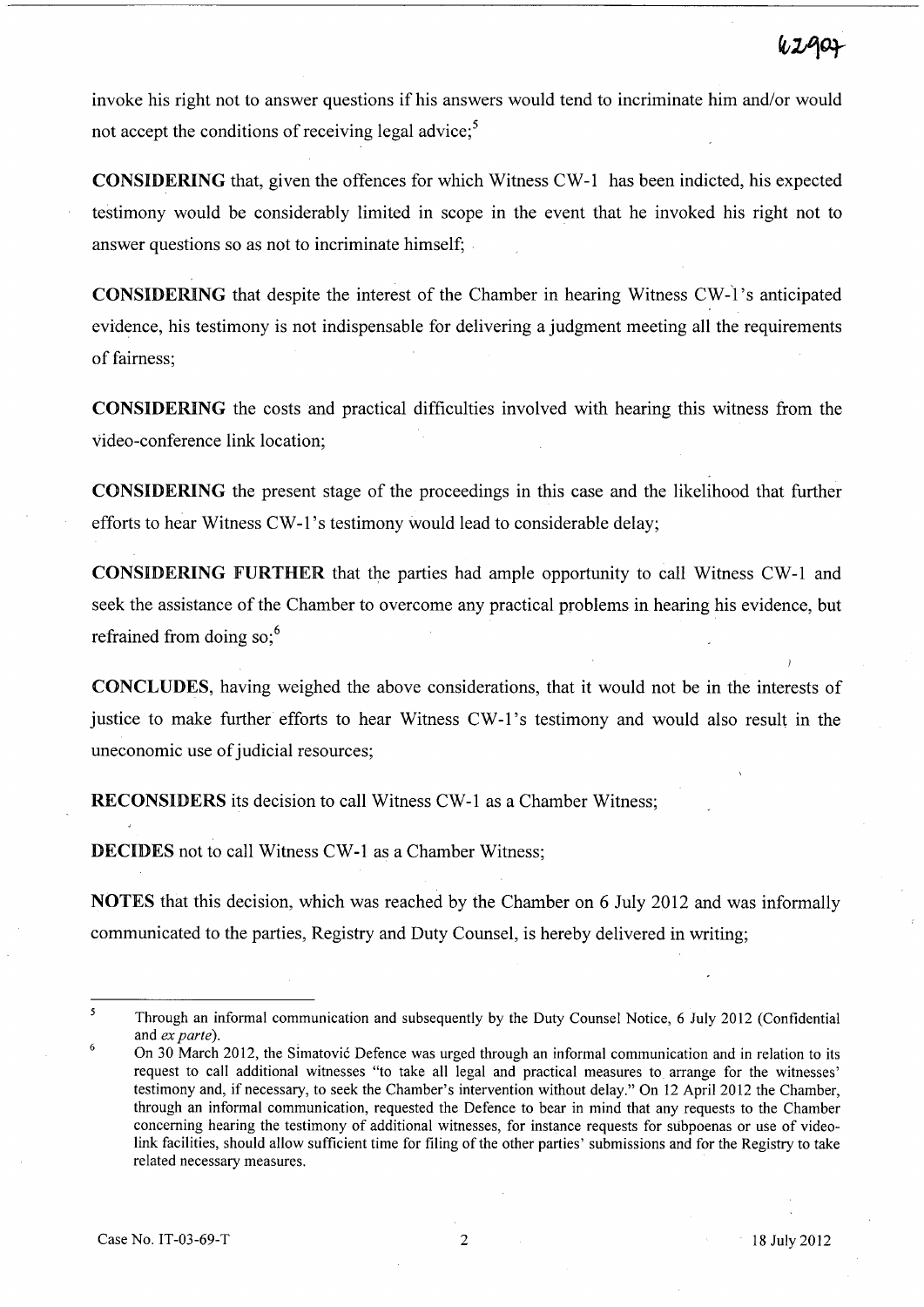invoke his right not to answer questions if his answers would tend to incriminate him and/or would not accept the conditions of receiving legal advice;[5]

**CONSIDERING** that, given the offences for which Witness CW-1 has been indicted, his expected testimony would be considerably limited in scope in the event that he invoked his right not to answer questions so as not to incriminate himself;

**CONSIDERING** that despite the interest of the Chamber in hearing Witness CW-1's anticipated evidence, his testimony is not indispensable for delivering a judgment meeting all the requirements of fairness;

**CONSIDERING** the costs and practical difficulties involved with hearing this witness from the video-conference link location;

**CONSIDERING** the present stage of the proceedings in this case and the likelihood that further efforts to hear Witness CW-1's testimony would lead to considerable delay;

**CONSIDERING FURTHER** that the parties had ample opportunity to call Witness CW-1 and seek the assistance of the Chamber to overcome any practical problems in hearing his evidence, but refrained from doing so;[6]

**CONCLUDES**, having weighed the above considerations, that it would not be in the interests of justice to make further efforts to hear Witness CW-1's testimony and would also result in the uneconomic use of judicial resources;

**RECONSIDERS** its decision to call Witness CW-1 as a Chamber Witness;

**DECIDES** not to call Witness CW-1 as a Chamber Witness;

**NOTES** that this decision, which was reached by the Chamber on 6 July 2012 and was informally communicated to the parties, Registry and Duty Counsel, is hereby delivered in writing;

---

[5] Through an informal communication and subsequently by the Duty Counsel Notice, 6 July 2012 (Confidential and *ex parte*).

[6] On 30 March 2012, the Simatović Defence was urged through an informal communication and in relation to its request to call additional witnesses "to take all legal and practical measures to arrange for the witnesses' testimony and, if necessary, to seek the Chamber's intervention without delay." On 12 April 2012 the Chamber, through an informal communication, requested the Defence to bear in mind that any requests to the Chamber concerning hearing the testimony of additional witnesses, for instance requests for subpoenas or use of video-link facilities, should allow sufficient time for filing of the other parties' submissions and for the Registry to take related necessary measures.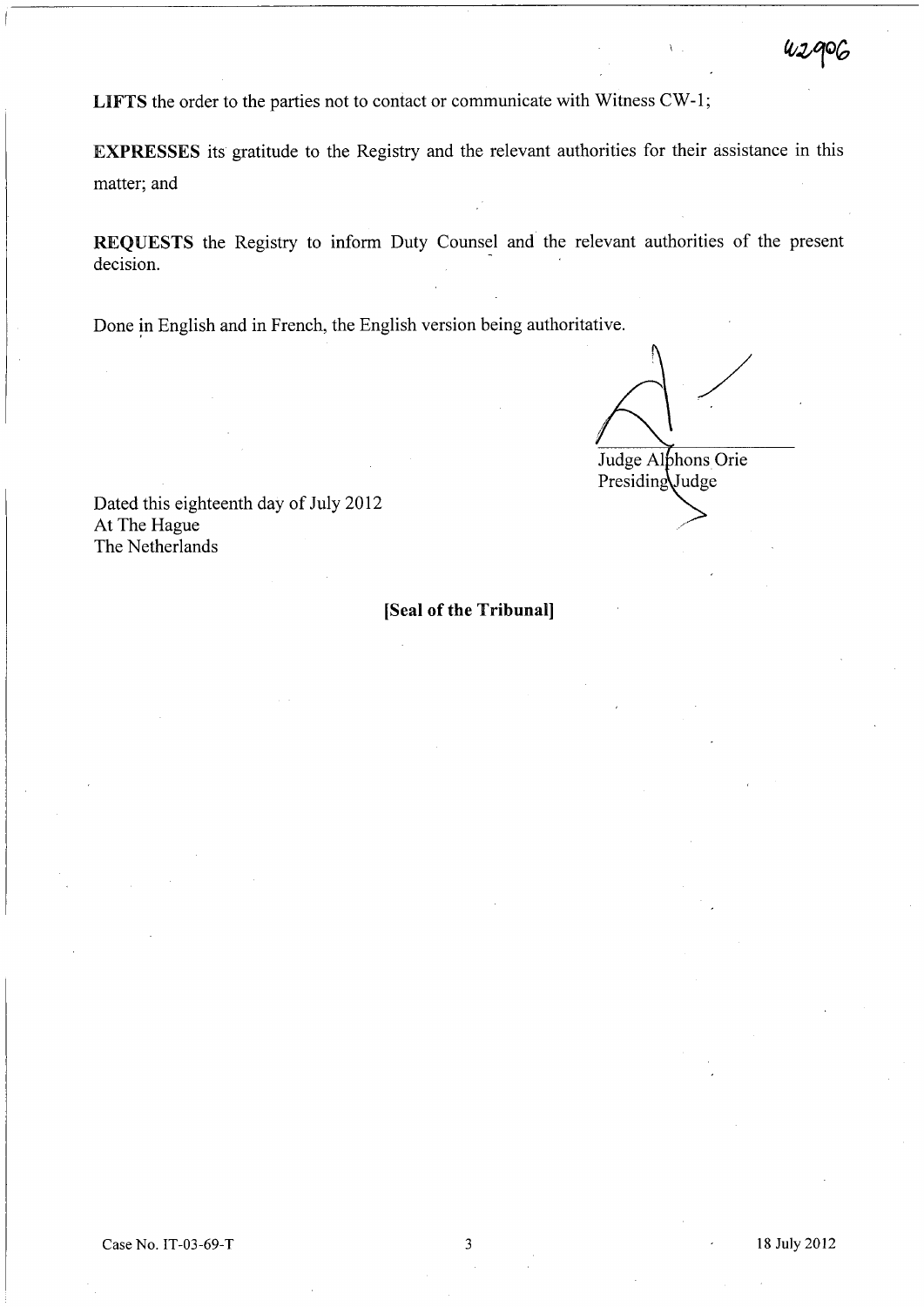**LIFTS** the order to the parties not to contact or communicate with Witness CW-1;

**EXPRESSES** its gratitude to the Registry and the relevant authorities for their assistance in this matter; and

**REQUESTS** the Registry to inform Duty Counsel and the relevant authorities of the present decision.

Done in English and in French, the English version being authoritative.

Judge Alphons Orie
Presiding Judge

Dated this eighteenth day of July 2012
At The Hague
The Netherlands

**[Seal of the Tribunal]**